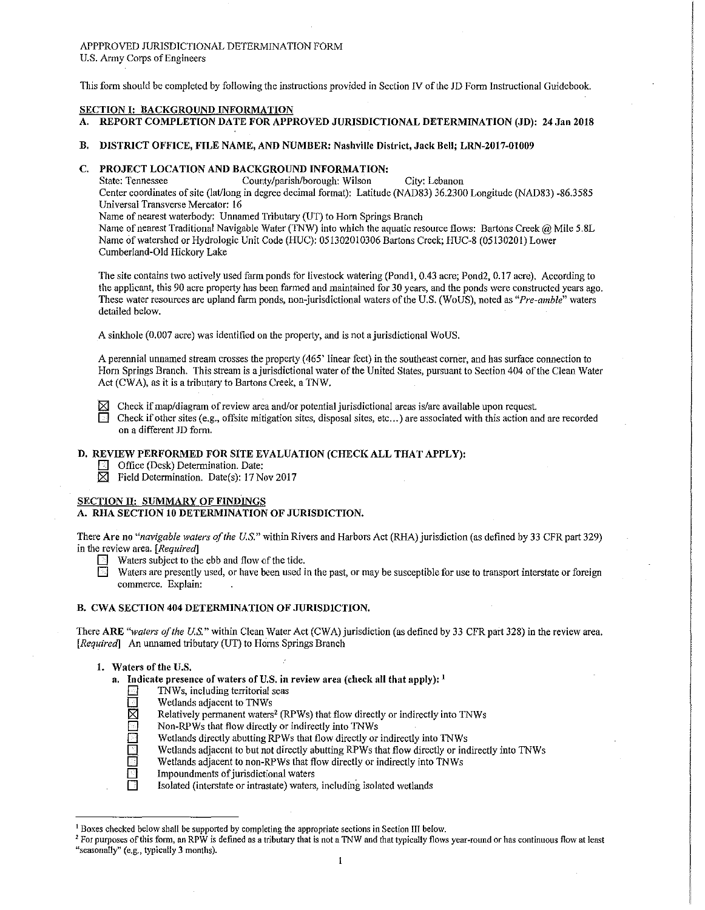APPPROVED JURISDICTIONAL DETERMINATION FORM
U.S. Army Corps of Engineers

This form should be completed by following the instructions provided in Section IV of the JD Form Instructional Guidebook.

## SECTION I: BACKGROUND INFORMATION

**A. REPORT COMPLETION DATE FOR APPROVED JURISDICTIONAL DETERMINATION (JD): 24 Jan 2018**

**B. DISTRICT OFFICE, FILE NAME, AND NUMBER: Nashville District, Jack Bell; LRN-2017-01009**

**C. PROJECT LOCATION AND BACKGROUND INFORMATION:**

State: Tennessee County/parish/borough: Wilson City: Lebanon
Center coordinates of site (lat/long in degree decimal format): Latitude (NAD83) 36.2300 Longitude (NAD83) -86.3585
Universal Transverse Mercator: 16
Name of nearest waterbody: Unnamed Tributary (UT) to Horn Springs Branch
Name of nearest Traditional Navigable Water (TNW) into which the aquatic resource flows: Bartons Creek @ Mile 5.8L
Name of watershed or Hydrologic Unit Code (HUC): 051302010306 Bartons Creek; HUC-8 (05130201) Lower Cumberland-Old Hickory Lake

The site contains two actively used farm ponds for livestock watering (Pond1, 0.43 acre; Pond2, 0.17 acre). According to the applicant, this 90 acre property has been farmed and maintained for 30 years, and the ponds were constructed years ago. These water resources are upland farm ponds, non-jurisdictional waters of the U.S. (WoUS), noted as *"Pre-amble"* waters detailed below.

A sinkhole (0.007 acre) was identified on the property, and is not a jurisdictional WoUS.

A perennial unnamed stream crosses the property (465' linear feet) in the southeast corner, and has surface connection to Horn Springs Branch. This stream is a jurisdictional water of the United States, pursuant to Section 404 of the Clean Water Act (CWA), as it is a tributary to Bartons Creek, a TNW.

☒ Check if map/diagram of review area and/or potential jurisdictional areas is/are available upon request.
☐ Check if other sites (e.g., offsite mitigation sites, disposal sites, etc...) are associated with this action and are recorded on a different JD form.

**D. REVIEW PERFORMED FOR SITE EVALUATION (CHECK ALL THAT APPLY):**

☐ Office (Desk) Determination. Date:
☒ Field Determination. Date(s): 17 Nov 2017

## SECTION II: SUMMARY OF FINDINGS

**A. RHA SECTION 10 DETERMINATION OF JURISDICTION.**

There Are no *"navigable waters of the U.S."* within Rivers and Harbors Act (RHA) jurisdiction (as defined by 33 CFR part 329) in the review area. *[Required]*

☐ Waters subject to the ebb and flow of the tide.
☐ Waters are presently used, or have been used in the past, or may be susceptible for use to transport interstate or foreign commerce. Explain:

**B. CWA SECTION 404 DETERMINATION OF JURISDICTION.**

There ARE *"waters of the U.S."* within Clean Water Act (CWA) jurisdiction (as defined by 33 CFR part 328) in the review area. *[Required]* An unnamed tributary (UT) to Horns Springs Branch

**1. Waters of the U.S.**

**a. Indicate presence of waters of U.S. in review area (check all that apply):** [1]

☐ TNWs, including territorial seas
☐ Wetlands adjacent to TNWs
☒ Relatively permanent waters[2] (RPWs) that flow directly or indirectly into TNWs
☐ Non-RPWs that flow directly or indirectly into TNWs
☐ Wetlands directly abutting RPWs that flow directly or indirectly into TNWs
☐ Wetlands adjacent to but not directly abutting RPWs that flow directly or indirectly into TNWs
☐ Wetlands adjacent to non-RPWs that flow directly or indirectly into TNWs
☐ Impoundments of jurisdictional waters
☐ Isolated (interstate or intrastate) waters, including isolated wetlands

---

[1] Boxes checked below shall be supported by completing the appropriate sections in Section III below.
[2] For purposes of this form, an RPW is defined as a tributary that is not a TNW and that typically flows year-round or has continuous flow at least "seasonally" (e.g., typically 3 months).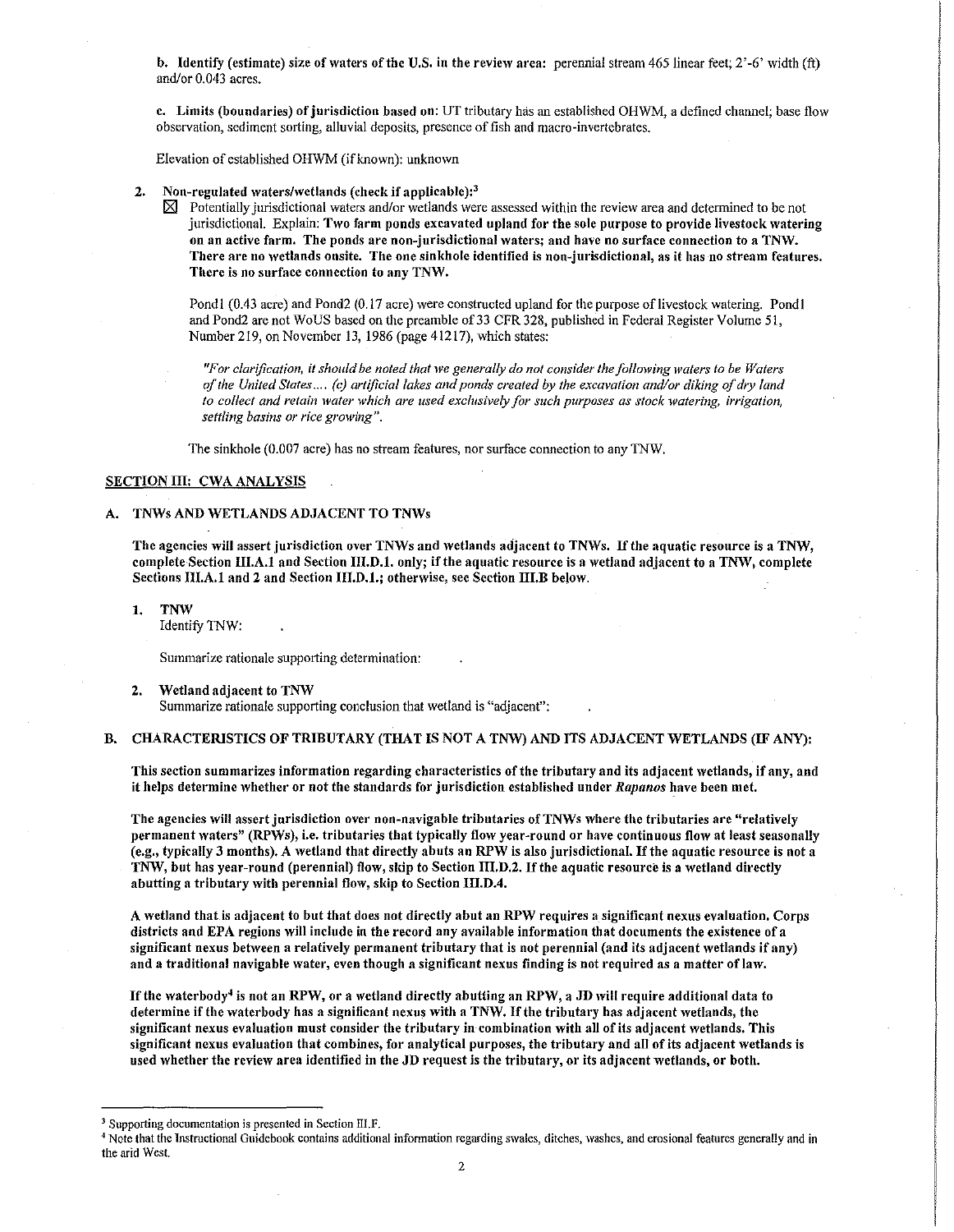**b. Identify (estimate) size of waters of the U.S. in the review area:** perennial stream 465 linear feet; 2'-6' width (ft) and/or 0.043 acres.

**c. Limits (boundaries) of jurisdiction based on:** UT tributary has an established OHWM, a defined channel; base flow observation, sediment sorting, alluvial deposits, presence of fish and macro-invertebrates.

Elevation of established OHWM (if known): unknown

2. **Non-regulated waters/wetlands (check if applicable):**[3]

☒ Potentially jurisdictional waters and/or wetlands were assessed within the review area and determined to be not jurisdictional. Explain: **Two farm ponds excavated upland for the sole purpose to provide livestock watering on an active farm. The ponds are non-jurisdictional waters; and have no surface connection to a TNW. There are no wetlands onsite. The one sinkhole identified is non-jurisdictional, as it has no stream features. There is no surface connection to any TNW.**

Pond1 (0.43 acre) and Pond2 (0.17 acre) were constructed upland for the purpose of livestock watering. Pond1 and Pond2 are not WoUS based on the preamble of 33 CFR 328, published in Federal Register Volume 51, Number 219, on November 13, 1986 (page 41217), which states:

*"For clarification, it should be noted that we generally do not consider the following waters to be Waters of the United States.... (c) artificial lakes and ponds created by the excavation and/or diking of dry land to collect and retain water which are used exclusively for such purposes as stock watering, irrigation, settling basins or rice growing".*

The sinkhole (0.007 acre) has no stream features, nor surface connection to any TNW.

## SECTION III: CWA ANALYSIS

### A. TNWs AND WETLANDS ADJACENT TO TNWs

**The agencies will assert jurisdiction over TNWs and wetlands adjacent to TNWs. If the aquatic resource is a TNW, complete Section III.A.1 and Section III.D.1. only; if the aquatic resource is a wetland adjacent to a TNW, complete Sections III.A.1 and 2 and Section III.D.1.; otherwise, see Section III.B below.**

1. **TNW**

Identify TNW:

Summarize rationale supporting determination:

2. **Wetland adjacent to TNW**

Summarize rationale supporting conclusion that wetland is "adjacent":

### B. CHARACTERISTICS OF TRIBUTARY (THAT IS NOT A TNW) AND ITS ADJACENT WETLANDS (IF ANY):

**This section summarizes information regarding characteristics of the tributary and its adjacent wetlands, if any, and it helps determine whether or not the standards for jurisdiction established under *Rapanos* have been met.**

**The agencies will assert jurisdiction over non-navigable tributaries of TNWs where the tributaries are "relatively permanent waters" (RPWs), i.e. tributaries that typically flow year-round or have continuous flow at least seasonally (e.g., typically 3 months). A wetland that directly abuts an RPW is also jurisdictional. If the aquatic resource is not a TNW, but has year-round (perennial) flow, skip to Section III.D.2. If the aquatic resource is a wetland directly abutting a tributary with perennial flow, skip to Section III.D.4.**

**A wetland that is adjacent to but that does not directly abut an RPW requires a significant nexus evaluation. Corps districts and EPA regions will include in the record any available information that documents the existence of a significant nexus between a relatively permanent tributary that is not perennial (and its adjacent wetlands if any) and a traditional navigable water, even though a significant nexus finding is not required as a matter of law.**

**If the waterbody[4] is not an RPW, or a wetland directly abutting an RPW, a JD will require additional data to determine if the waterbody has a significant nexus with a TNW. If the tributary has adjacent wetlands, the significant nexus evaluation must consider the tributary in combination with all of its adjacent wetlands. This significant nexus evaluation that combines, for analytical purposes, the tributary and all of its adjacent wetlands is used whether the review area identified in the JD request is the tributary, or its adjacent wetlands, or both.**

---

[3] Supporting documentation is presented in Section III.F.

[4] Note that the Instructional Guidebook contains additional information regarding swales, ditches, washes, and erosional features generally and in the arid West.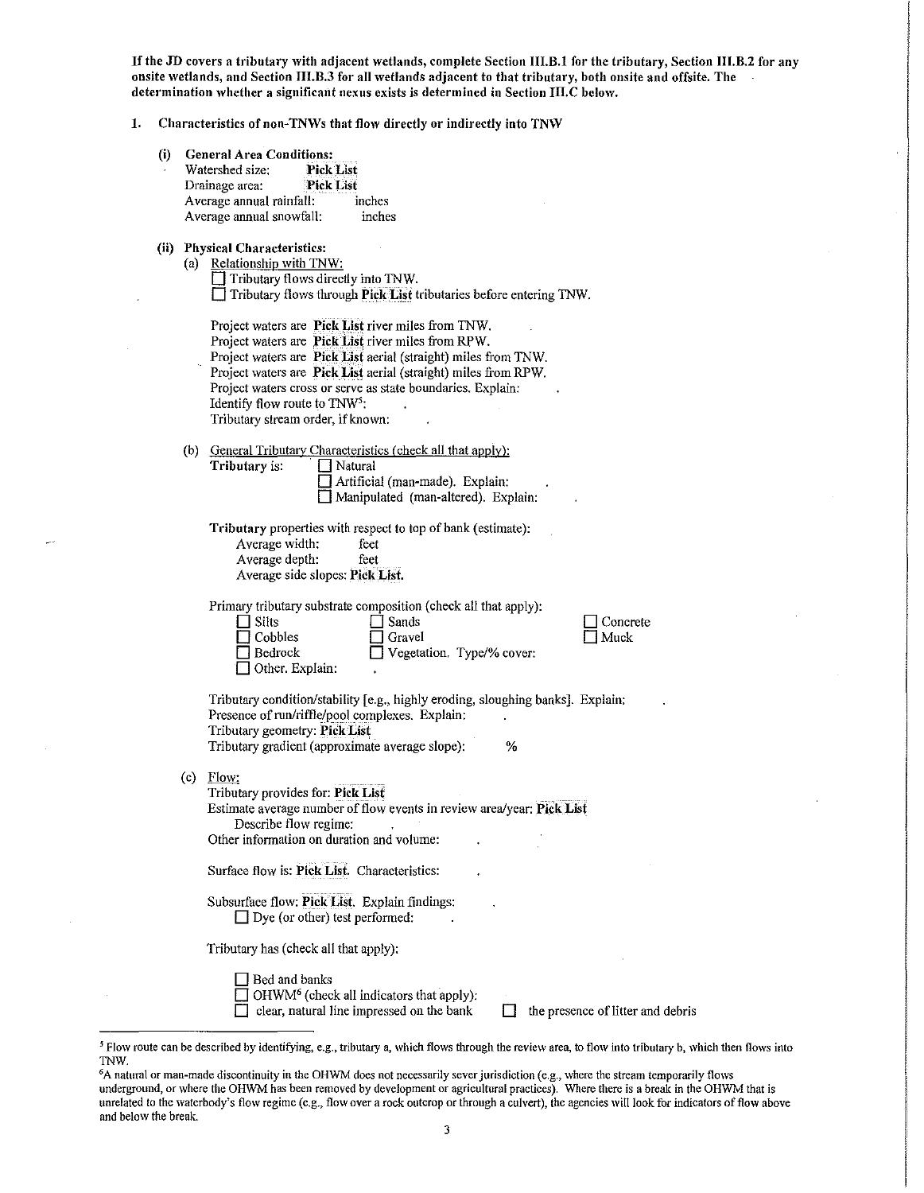**If the JD covers a tributary with adjacent wetlands, complete Section III.B.1 for the tributary, Section III.B.2 for any onsite wetlands, and Section III.B.3 for all wetlands adjacent to that tributary, both onsite and offsite. The determination whether a significant nexus exists is determined in Section III.C below.**

**1. Characteristics of non-TNWs that flow directly or indirectly into TNW**

**(i) General Area Conditions:**

Watershed size: **Pick List**
Drainage area: **Pick List**
Average annual rainfall: inches
Average annual snowfall: inches

**(ii) Physical Characteristics:**

(a) Relationship with TNW:

☐ Tributary flows directly into TNW.
☐ Tributary flows through **Pick List** tributaries before entering TNW.

Project waters are **Pick List** river miles from TNW.
Project waters are **Pick List** river miles from RPW.
Project waters are **Pick List** aerial (straight) miles from TNW.
Project waters are **Pick List** aerial (straight) miles from RPW.
Project waters cross or serve as state boundaries. Explain: .
Identify flow route to TNW[5]: .
Tributary stream order, if known: .

(b) General Tributary Characteristics (check all that apply):

**Tributary** is: ☐ Natural
☐ Artificial (man-made). Explain: .
☐ Manipulated (man-altered). Explain: .

**Tributary** properties with respect to top of bank (estimate):
Average width: feet
Average depth: feet
Average side slopes: **Pick List.**

Primary tributary substrate composition (check all that apply):

☐ Silts ☐ Sands ☐ Concrete
☐ Cobbles ☐ Gravel ☐ Muck
☐ Bedrock ☐ Vegetation. Type/% cover:
☐ Other. Explain: .

Tributary condition/stability [e.g., highly eroding, sloughing banks]. Explain: .
Presence of run/riffle/pool complexes. Explain: .
Tributary geometry: **Pick List**
Tributary gradient (approximate average slope): %

(c) Flow:

Tributary provides for: **Pick List**
Estimate average number of flow events in review area/year: **Pick List**
Describe flow regime: .
Other information on duration and volume: .

Surface flow is: **Pick List.** Characteristics: .

Subsurface flow: **Pick List.** Explain findings: .
☐ Dye (or other) test performed: .

Tributary has (check all that apply):

☐ Bed and banks
☐ OHWM[6] (check all indicators that apply):
☐ clear, natural line impressed on the bank ☐ the presence of litter and debris

---

[5] Flow route can be described by identifying, e.g., tributary a, which flows through the review area, to flow into tributary b, which then flows into TNW.

[6] A natural or man-made discontinuity in the OHWM does not necessarily sever jurisdiction (e.g., where the stream temporarily flows underground, or where the OHWM has been removed by development or agricultural practices). Where there is a break in the OHWM that is unrelated to the waterbody's flow regime (e.g., flow over a rock outcrop or through a culvert), the agencies will look for indicators of flow above and below the break.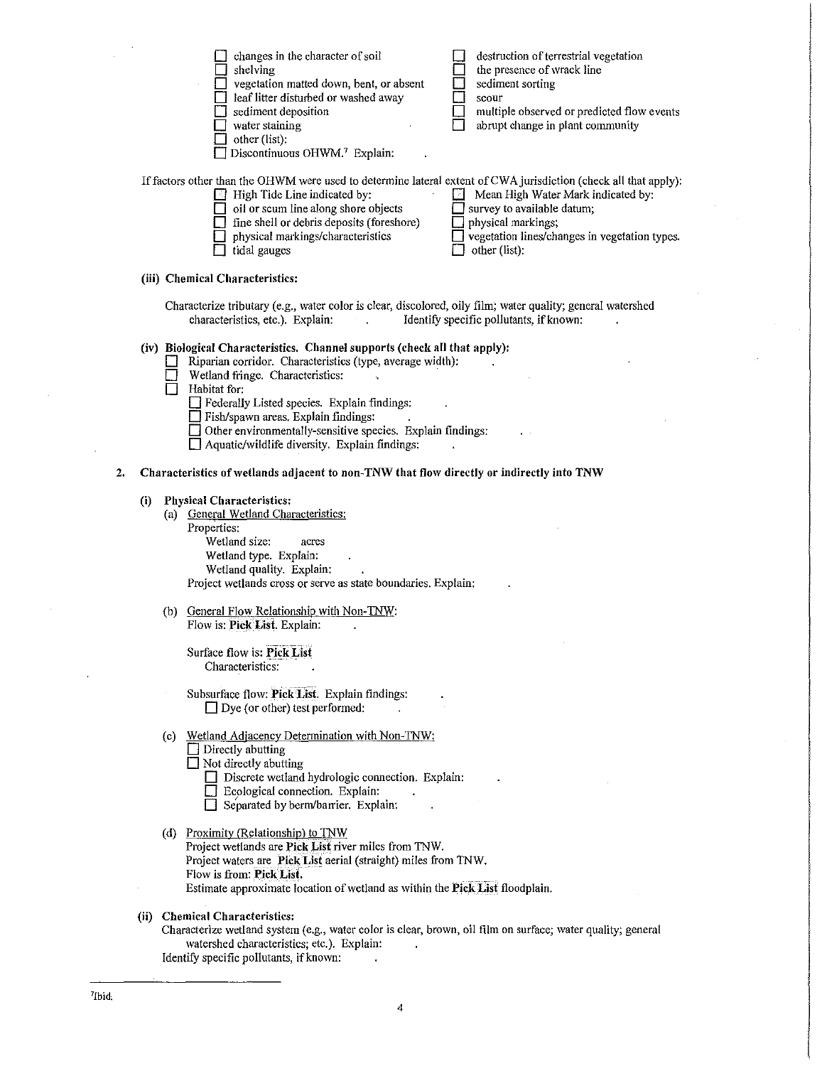- ☐ changes in the character of soil
- ☐ shelving
- ☐ vegetation matted down, bent, or absent
- ☐ leaf litter disturbed or washed away
- ☐ sediment deposition
- ☐ water staining
- ☐ other (list):
- ☐ Discontinuous OHWM.[7] Explain:
- ☐ destruction of terrestrial vegetation
- ☐ the presence of wrack line
- ☐ sediment sorting
- ☐ scour
- ☐ multiple observed or predicted flow events
- ☐ abrupt change in plant community

If factors other than the OHWM were used to determine lateral extent of CWA jurisdiction (check all that apply):

- ☐ High Tide Line indicated by:
  - ☐ oil or scum line along shore objects
  - ☐ fine shell or debris deposits (foreshore)
  - ☐ physical markings/characteristics
  - ☐ tidal gauges
  - ☐ other (list):
- ☐ Mean High Water Mark indicated by:
  - ☐ survey to available datum;
  - ☐ physical markings;
  - ☐ vegetation lines/changes in vegetation types.

**(iii) Chemical Characteristics:**

Characterize tributary (e.g., water color is clear, discolored, oily film; water quality; general watershed characteristics, etc.). Explain: . Identify specific pollutants, if known: .

**(iv) Biological Characteristics. Channel supports (check all that apply):**

- ☐ Riparian corridor. Characteristics (type, average width): .
- ☐ Wetland fringe. Characteristics: .
- ☐ Habitat for:
  - ☐ Federally Listed species. Explain findings: .
  - ☐ Fish/spawn areas. Explain findings: .
  - ☐ Other environmentally-sensitive species. Explain findings: .
  - ☐ Aquatic/wildlife diversity. Explain findings: .

**2. Characteristics of wetlands adjacent to non-TNW that flow directly or indirectly into TNW**

**(i) Physical Characteristics:**

(a) General Wetland Characteristics:

Properties:

Wetland size: acres

Wetland type. Explain: .

Wetland quality. Explain: .

Project wetlands cross or serve as state boundaries. Explain: .

(b) General Flow Relationship with Non-TNW:

Flow is: **Pick List**. Explain: .

Surface flow is: **Pick List**

Characteristics: .

Subsurface flow: **Pick List**. Explain findings: .

☐ Dye (or other) test performed: .

(c) Wetland Adjacency Determination with Non-TNW:

- ☐ Directly abutting
- ☐ Not directly abutting
  - ☐ Discrete wetland hydrologic connection. Explain: .
  - ☐ Ecological connection. Explain: .
  - ☐ Separated by berm/barrier. Explain: .

(d) Proximity (Relationship) to TNW

Project wetlands are **Pick List** river miles from TNW.

Project waters are **Pick List** aerial (straight) miles from TNW.

Flow is from: **Pick List**.

Estimate approximate location of wetland as within the **Pick List** floodplain.

**(ii) Chemical Characteristics:**

Characterize wetland system (e.g., water color is clear, brown, oil film on surface; water quality; general watershed characteristics; etc.). Explain: .

Identify specific pollutants, if known: .

---

[7] Ibid.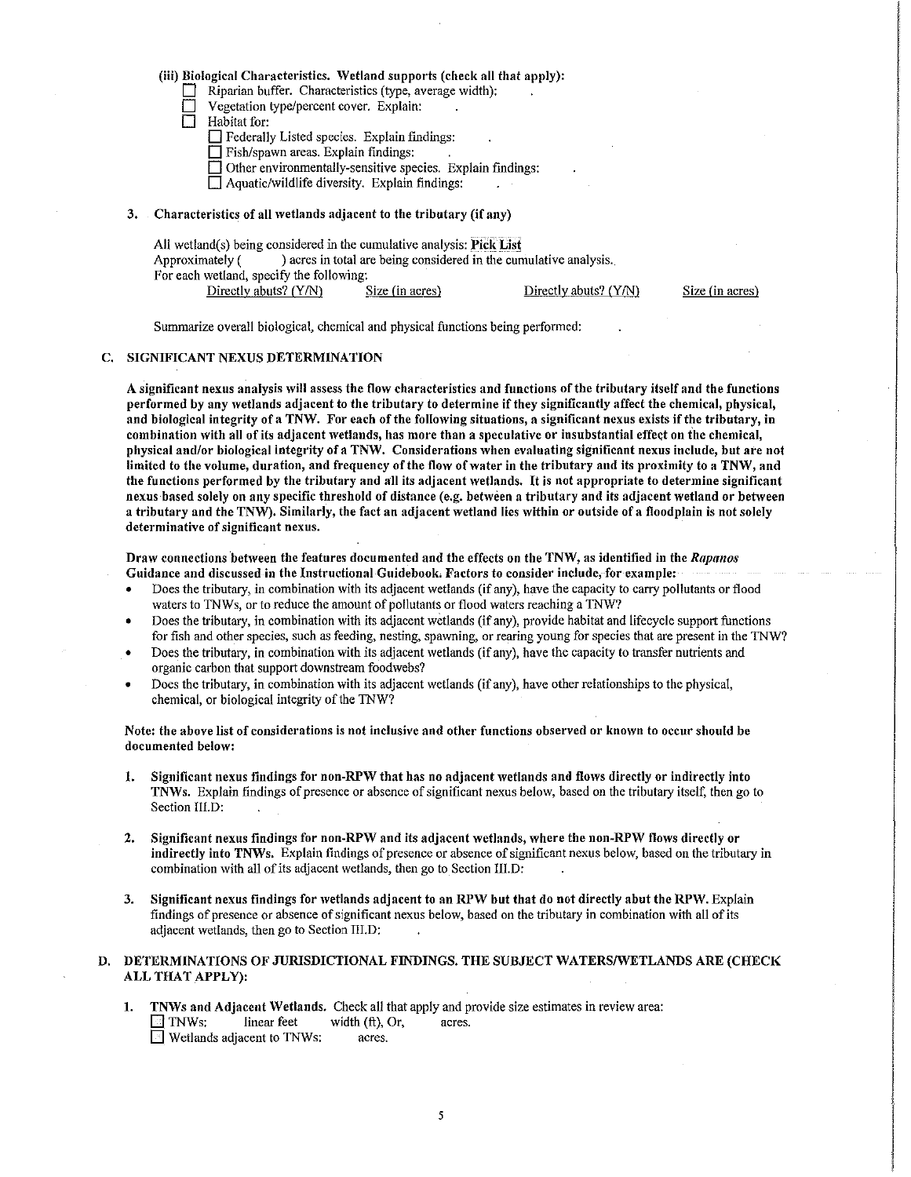**(iii) Biological Characteristics. Wetland supports (check all that apply):**

- ☐ Riparian buffer. Characteristics (type, average width): .
- ☐ Vegetation type/percent cover. Explain: .
- ☐ Habitat for:
  - ☐ Federally Listed species. Explain findings: .
  - ☐ Fish/spawn areas. Explain findings: .
  - ☐ Other environmentally-sensitive species. Explain findings: .
  - ☐ Aquatic/wildlife diversity. Explain findings: .

**3. Characteristics of all wetlands adjacent to the tributary (if any)**

All wetland(s) being considered in the cumulative analysis: **Pick List**
Approximately ( ) acres in total are being considered in the cumulative analysis.
For each wetland, specify the following:

| Directly abuts? (Y/N) | Size (in acres) | Directly abuts? (Y/N) | Size (in acres) |
|---|---|---|---|

Summarize overall biological, chemical and physical functions being performed: .

## C. SIGNIFICANT NEXUS DETERMINATION

**A significant nexus analysis will assess the flow characteristics and functions of the tributary itself and the functions performed by any wetlands adjacent to the tributary to determine if they significantly affect the chemical, physical, and biological integrity of a TNW. For each of the following situations, a significant nexus exists if the tributary, in combination with all of its adjacent wetlands, has more than a speculative or insubstantial effect on the chemical, physical and/or biological integrity of a TNW. Considerations when evaluating significant nexus include, but are not limited to the volume, duration, and frequency of the flow of water in the tributary and its proximity to a TNW, and the functions performed by the tributary and all its adjacent wetlands. It is not appropriate to determine significant nexus based solely on any specific threshold of distance (e.g. between a tributary and its adjacent wetland or between a tributary and the TNW). Similarly, the fact an adjacent wetland lies within or outside of a floodplain is not solely determinative of significant nexus.**

**Draw connections between the features documented and the effects on the TNW, as identified in the *Rapanos* Guidance and discussed in the Instructional Guidebook. Factors to consider include, for example:**

- Does the tributary, in combination with its adjacent wetlands (if any), have the capacity to carry pollutants or flood waters to TNWs, or to reduce the amount of pollutants or flood waters reaching a TNW?
- Does the tributary, in combination with its adjacent wetlands (if any), provide habitat and lifecycle support functions for fish and other species, such as feeding, nesting, spawning, or rearing young for species that are present in the TNW?
- Does the tributary, in combination with its adjacent wetlands (if any), have the capacity to transfer nutrients and organic carbon that support downstream foodwebs?
- Does the tributary, in combination with its adjacent wetlands (if any), have other relationships to the physical, chemical, or biological integrity of the TNW?

**Note: the above list of considerations is not inclusive and other functions observed or known to occur should be documented below:**

1. **Significant nexus findings for non-RPW that has no adjacent wetlands and flows directly or indirectly into TNWs.** Explain findings of presence or absence of significant nexus below, based on the tributary itself, then go to Section III.D: .

2. **Significant nexus findings for non-RPW and its adjacent wetlands, where the non-RPW flows directly or indirectly into TNWs.** Explain findings of presence or absence of significant nexus below, based on the tributary in combination with all of its adjacent wetlands, then go to Section III.D: .

3. **Significant nexus findings for wetlands adjacent to an RPW but that do not directly abut the RPW.** Explain findings of presence or absence of significant nexus below, based on the tributary in combination with all of its adjacent wetlands, then go to Section III.D: .

## D. DETERMINATIONS OF JURISDICTIONAL FINDINGS. THE SUBJECT WATERS/WETLANDS ARE (CHECK ALL THAT APPLY):

1. **TNWs and Adjacent Wetlands.** Check all that apply and provide size estimates in review area:
   - ☐ TNWs: linear feet width (ft), Or, acres.
   - ☐ Wetlands adjacent to TNWs: acres.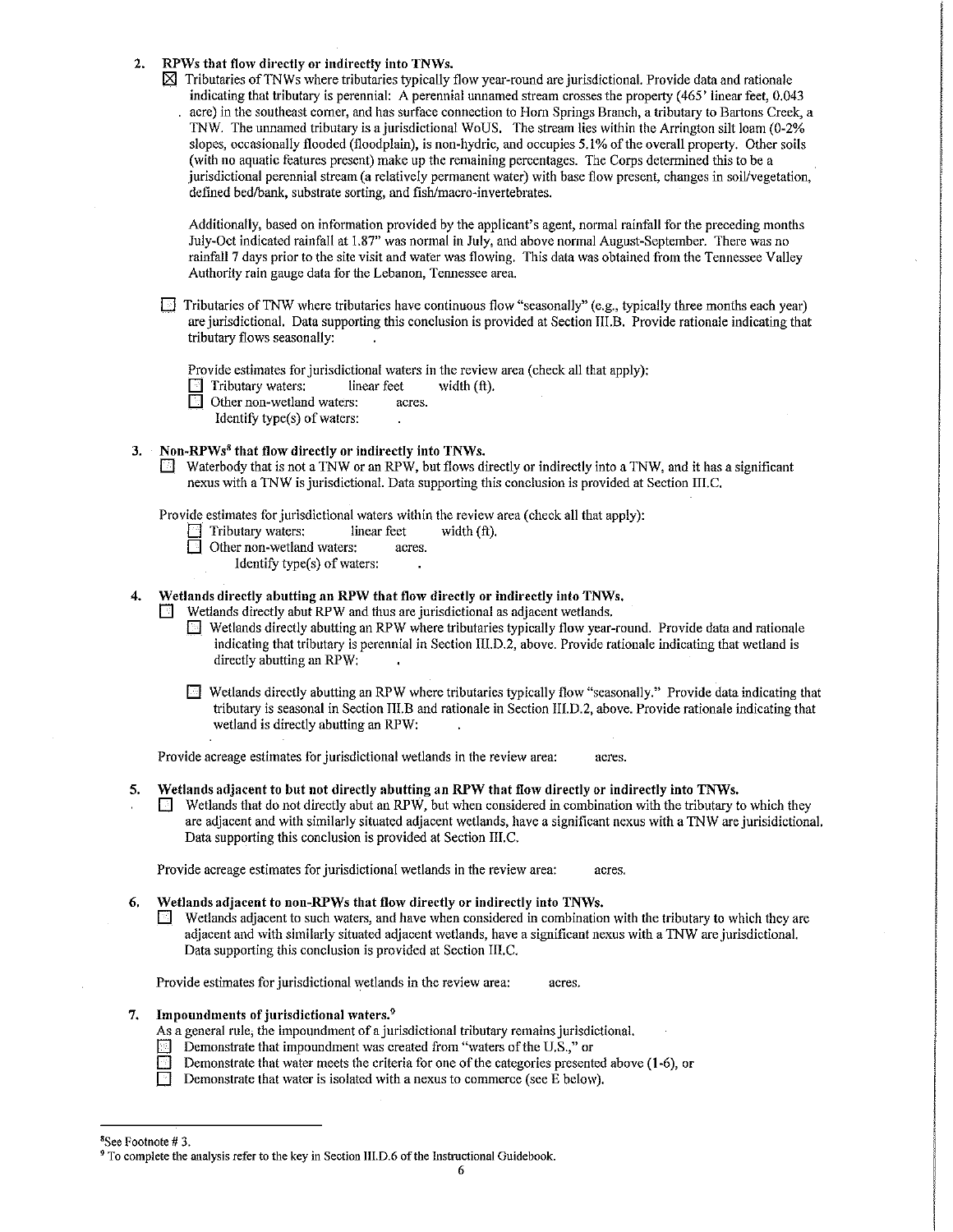2. **RPWs that flow directly or indirectly into TNWs.**

   ☒ Tributaries of TNWs where tributaries typically flow year-round are jurisdictional. Provide data and rationale indicating that tributary is perennial: A perennial unnamed stream crosses the property (465' linear feet, 0.043 acre) in the southeast corner, and has surface connection to Horn Springs Branch, a tributary to Bartons Creek, a TNW. The unnamed tributary is a jurisdictional WoUS. The stream lies within the Arrington silt loam (0-2% slopes, occasionally flooded (floodplain), is non-hydric, and occupies 5.1% of the overall property. Other soils (with no aquatic features present) make up the remaining percentages. The Corps determined this to be a jurisdictional perennial stream (a relatively permanent water) with base flow present, changes in soil/vegetation, defined bed/bank, substrate sorting, and fish/macro-invertebrates.

   Additionally, based on information provided by the applicant's agent, normal rainfall for the preceding months July-Oct indicated rainfall at 1.87" was normal in July, and above normal August-September. There was no rainfall 7 days prior to the site visit and water was flowing. This data was obtained from the Tennessee Valley Authority rain gauge data for the Lebanon, Tennessee area.

   ☐ Tributaries of TNW where tributaries have continuous flow "seasonally" (e.g., typically three months each year) are jurisdictional. Data supporting this conclusion is provided at Section III.B. Provide rationale indicating that tributary flows seasonally: .

   Provide estimates for jurisdictional waters in the review area (check all that apply):
   - ☐ Tributary waters: linear feet width (ft).
   - ☐ Other non-wetland waters: acres.
     Identify type(s) of waters: .

3. **Non-RPWs[8] that flow directly or indirectly into TNWs.**

   ☐ Waterbody that is not a TNW or an RPW, but flows directly or indirectly into a TNW, and it has a significant nexus with a TNW is jurisdictional. Data supporting this conclusion is provided at Section III.C.

   Provide estimates for jurisdictional waters within the review area (check all that apply):
   - ☐ Tributary waters: linear feet width (ft).
   - ☐ Other non-wetland waters: acres.
     Identify type(s) of waters: .

4. **Wetlands directly abutting an RPW that flow directly or indirectly into TNWs.**

   ☐ Wetlands directly abut RPW and thus are jurisdictional as adjacent wetlands.
   - ☐ Wetlands directly abutting an RPW where tributaries typically flow year-round. Provide data and rationale indicating that tributary is perennial in Section III.D.2, above. Provide rationale indicating that wetland is directly abutting an RPW: .
   - ☐ Wetlands directly abutting an RPW where tributaries typically flow "seasonally." Provide data indicating that tributary is seasonal in Section III.B and rationale in Section III.D.2, above. Provide rationale indicating that wetland is directly abutting an RPW: .

   Provide acreage estimates for jurisdictional wetlands in the review area: acres.

5. **Wetlands adjacent to but not directly abutting an RPW that flow directly or indirectly into TNWs.**

   ☐ Wetlands that do not directly abut an RPW, but when considered in combination with the tributary to which they are adjacent and with similarly situated adjacent wetlands, have a significant nexus with a TNW are jurisidictional. Data supporting this conclusion is provided at Section III.C.

   Provide acreage estimates for jurisdictional wetlands in the review area: acres.

6. **Wetlands adjacent to non-RPWs that flow directly or indirectly into TNWs.**

   ☐ Wetlands adjacent to such waters, and have when considered in combination with the tributary to which they are adjacent and with similarly situated adjacent wetlands, have a significant nexus with a TNW are jurisdictional. Data supporting this conclusion is provided at Section III.C.

   Provide estimates for jurisdictional wetlands in the review area: acres.

7. **Impoundments of jurisdictional waters.[9]**

   As a general rule, the impoundment of a jurisdictional tributary remains jurisdictional.
   - ☐ Demonstrate that impoundment was created from "waters of the U.S.," or
   - ☐ Demonstrate that water meets the criteria for one of the categories presented above (1-6), or
   - ☐ Demonstrate that water is isolated with a nexus to commerce (see E below).

---

[8] See Footnote # 3.

[9] To complete the analysis refer to the key in Section III.D.6 of the Instructional Guidebook.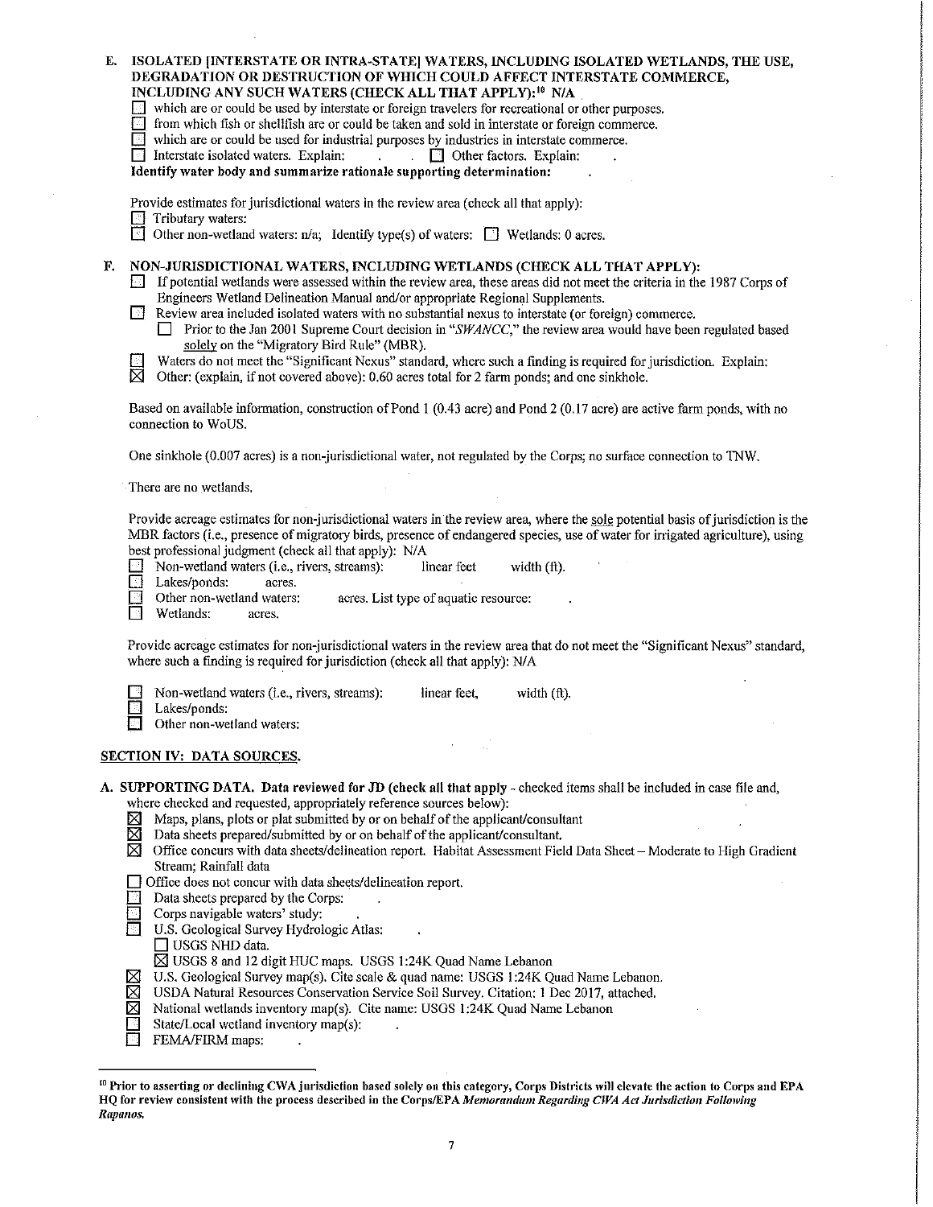**E. ISOLATED [INTERSTATE OR INTRA-STATE] WATERS, INCLUDING ISOLATED WETLANDS, THE USE, DEGRADATION OR DESTRUCTION OF WHICH COULD AFFECT INTERSTATE COMMERCE, INCLUDING ANY SUCH WATERS (CHECK ALL THAT APPLY):[10] N/A**

☐ which are or could be used by interstate or foreign travelers for recreational or other purposes.
☐ from which fish or shellfish are or could be taken and sold in interstate or foreign commerce.
☐ which are or could be used for industrial purposes by industries in interstate commerce.
☐ Interstate isolated waters. Explain: . ☐ Other factors. Explain: .

**Identify water body and summarize rationale supporting determination:** .

Provide estimates for jurisdictional waters in the review area (check all that apply):
☐ Tributary waters:
☐ Other non-wetland waters: n/a; Identify type(s) of waters: ☐ Wetlands: 0 acres.

**F. NON-JURISDICTIONAL WATERS, INCLUDING WETLANDS (CHECK ALL THAT APPLY):**

☐ If potential wetlands were assessed within the review area, these areas did not meet the criteria in the 1987 Corps of Engineers Wetland Delineation Manual and/or appropriate Regional Supplements.
☐ Review area included isolated waters with no substantial nexus to interstate (or foreign) commerce.
  ☐ Prior to the Jan 2001 Supreme Court decision in "*SWANCC*," the review area would have been regulated based solely on the "Migratory Bird Rule" (MBR).
☐ Waters do not meet the "Significant Nexus" standard, where such a finding is required for jurisdiction. Explain:
☒ Other: (explain, if not covered above): 0.60 acres total for 2 farm ponds; and one sinkhole.

Based on available information, construction of Pond 1 (0.43 acre) and Pond 2 (0.17 acre) are active farm ponds, with no connection to WoUS.

One sinkhole (0.007 acres) is a non-jurisdictional water, not regulated by the Corps; no surface connection to TNW.

There are no wetlands.

Provide acreage estimates for non-jurisdictional waters in the review area, where the sole potential basis of jurisdiction is the MBR factors (i.e., presence of migratory birds, presence of endangered species, use of water for irrigated agriculture), using best professional judgment (check all that apply): N/A

☐ Non-wetland waters (i.e., rivers, streams): linear feet width (ft).
☐ Lakes/ponds: acres.
☐ Other non-wetland waters: acres. List type of aquatic resource: .
☐ Wetlands: acres.

Provide acreage estimates for non-jurisdictional waters in the review area that do not meet the "Significant Nexus" standard, where such a finding is required for jurisdiction (check all that apply): N/A

☐ Non-wetland waters (i.e., rivers, streams): linear feet, width (ft).
☐ Lakes/ponds:
☐ Other non-wetland waters:

## SECTION IV: DATA SOURCES.

**A. SUPPORTING DATA. Data reviewed for JD (check all that apply** - checked items shall be included in case file and, where checked and requested, appropriately reference sources below):

☒ Maps, plans, plots or plat submitted by or on behalf of the applicant/consultant
☒ Data sheets prepared/submitted by or on behalf of the applicant/consultant.
☒ Office concurs with data sheets/delineation report. Habitat Assessment Field Data Sheet – Moderate to High Gradient Stream; Rainfall data
☐ Office does not concur with data sheets/delineation report.
☐ Data sheets prepared by the Corps: .
☐ Corps navigable waters' study: .
☐ U.S. Geological Survey Hydrologic Atlas: .
  ☐ USGS NHD data.
  ☒ USGS 8 and 12 digit HUC maps. USGS 1:24K Quad Name Lebanon
☒ U.S. Geological Survey map(s). Cite scale & quad name: USGS 1:24K Quad Name Lebanon.
☒ USDA Natural Resources Conservation Service Soil Survey. Citation: 1 Dec 2017, attached.
☒ National wetlands inventory map(s). Cite name: USGS 1:24K Quad Name Lebanon
☐ State/Local wetland inventory map(s): .
☐ FEMA/FIRM maps: .

---

[10] **Prior to asserting or declining CWA jurisdiction based solely on this category, Corps Districts will elevate the action to Corps and EPA HQ for review consistent with the process described in the Corps/EPA *Memorandum Regarding CWA Act Jurisdiction Following Rapanos.***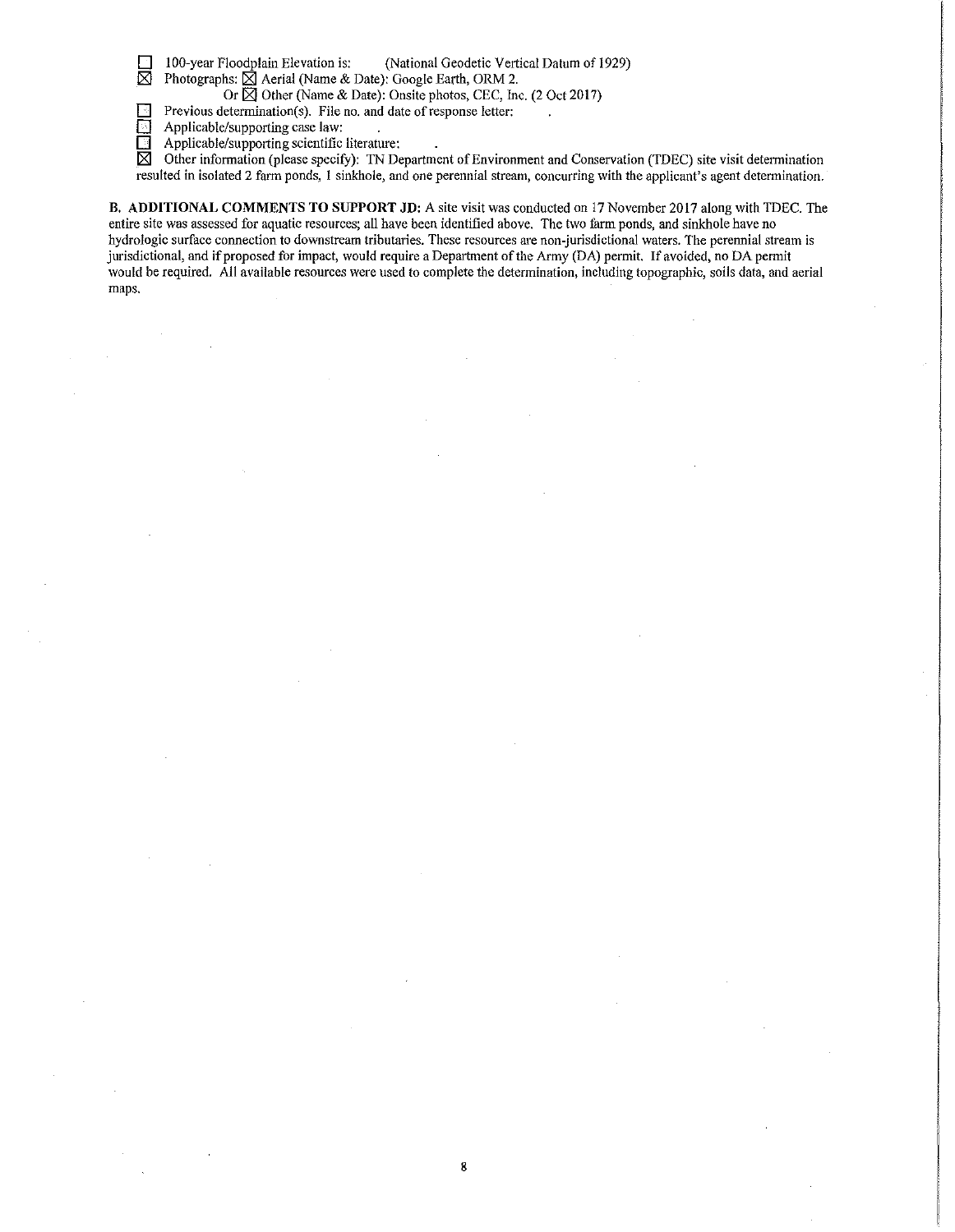☐ 100-year Floodplain Elevation is: (National Geodetic Vertical Datum of 1929)

☒ Photographs: ☒ Aerial (Name & Date): Google Earth, ORM 2.

Or ☒ Other (Name & Date): Onsite photos, CEC, Inc. (2 Oct 2017)

☐ Previous determination(s). File no. and date of response letter: .

☐ Applicable/supporting case law: .

☐ Applicable/supporting scientific literature: .

☒ Other information (please specify): TN Department of Environment and Conservation (TDEC) site visit determination resulted in isolated 2 farm ponds, 1 sinkhole, and one perennial stream, concurring with the applicant's agent determination.

**B. ADDITIONAL COMMENTS TO SUPPORT JD:** A site visit was conducted on 17 November 2017 along with TDEC. The entire site was assessed for aquatic resources; all have been identified above. The two farm ponds, and sinkhole have no hydrologic surface connection to downstream tributaries. These resources are non-jurisdictional waters. The perennial stream is jurisdictional, and if proposed for impact, would require a Department of the Army (DA) permit. If avoided, no DA permit would be required. All available resources were used to complete the determination, including topographic, soils data, and aerial maps.